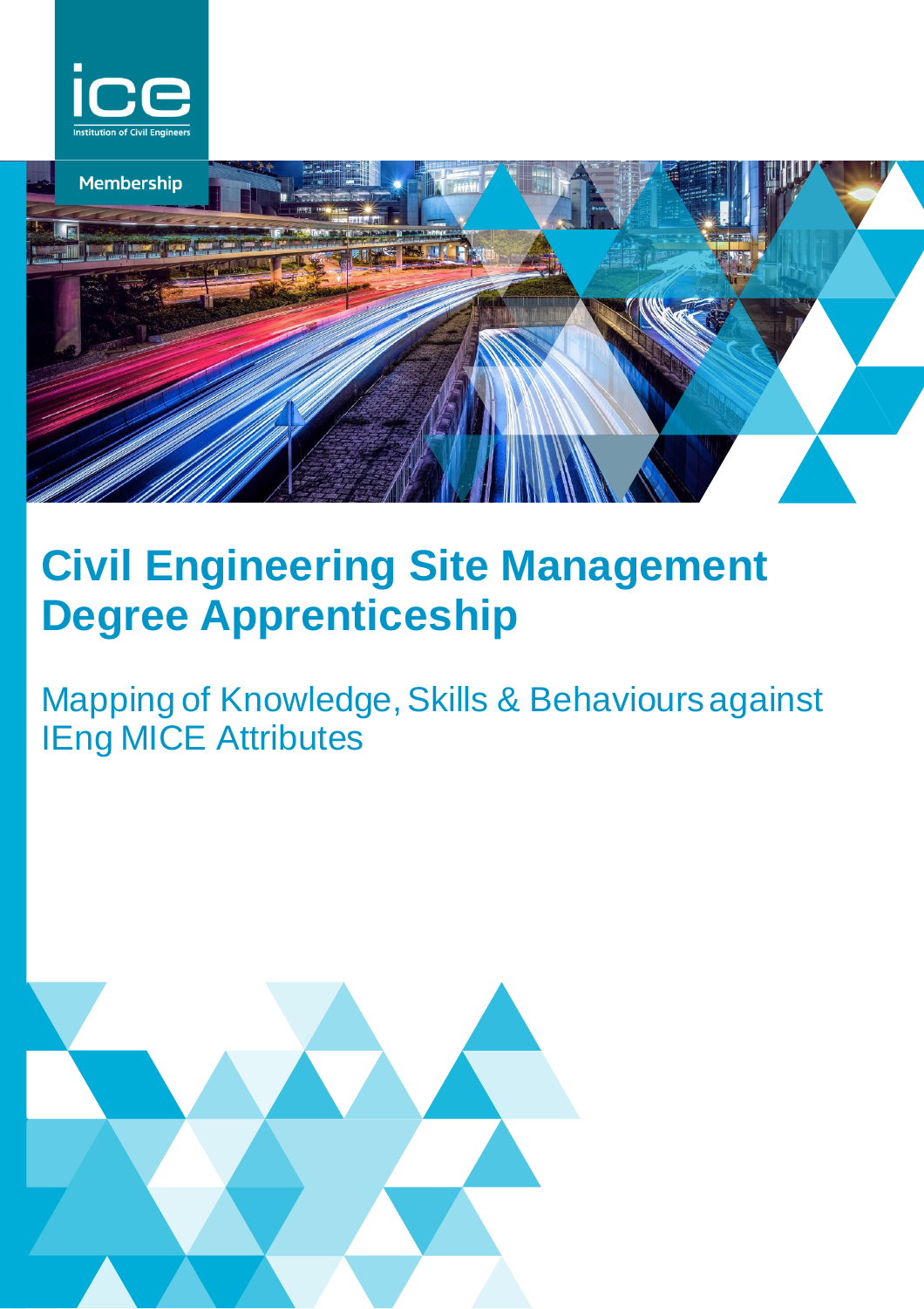ice

Institution of Civil Engineers

Membership

# Civil Engineering Site Management Degree Apprenticeship

## Mapping of Knowledge, Skills & Behaviours against IEng MICE Attributes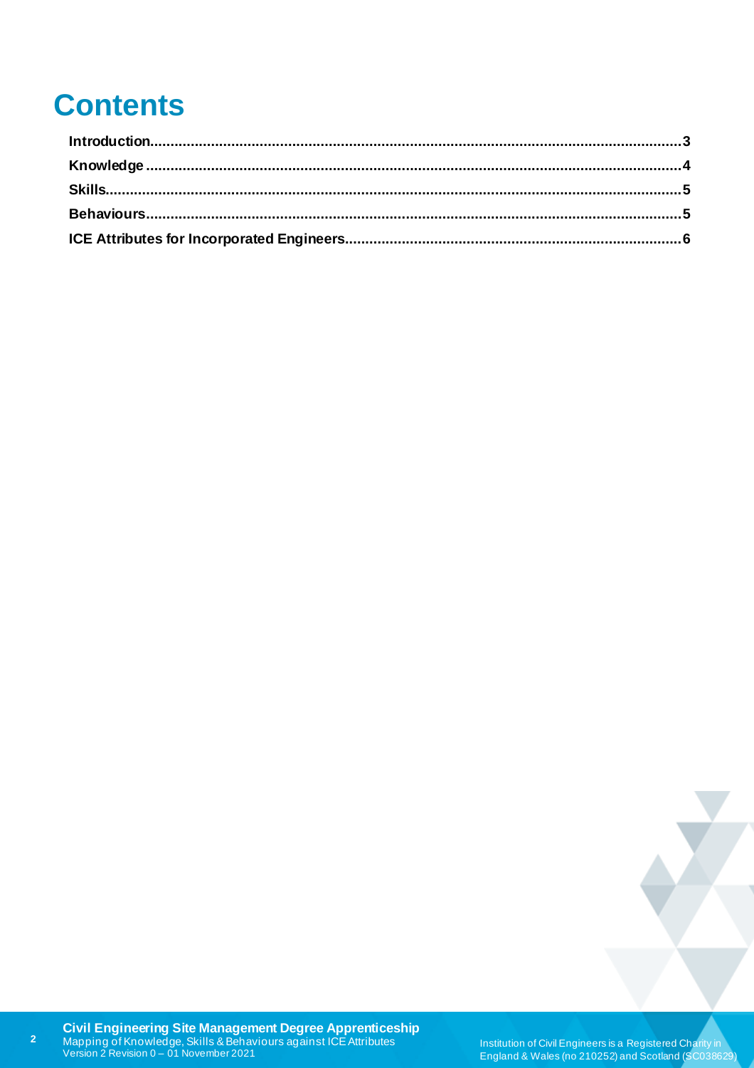# Contents

Introduction....................................................................................................................................3

Knowledge ......................................................................................................................................4

Skills.................................................................................................................................................5

Behaviours......................................................................................................................................5

ICE Attributes for Incorporated Engineers.................................................................................6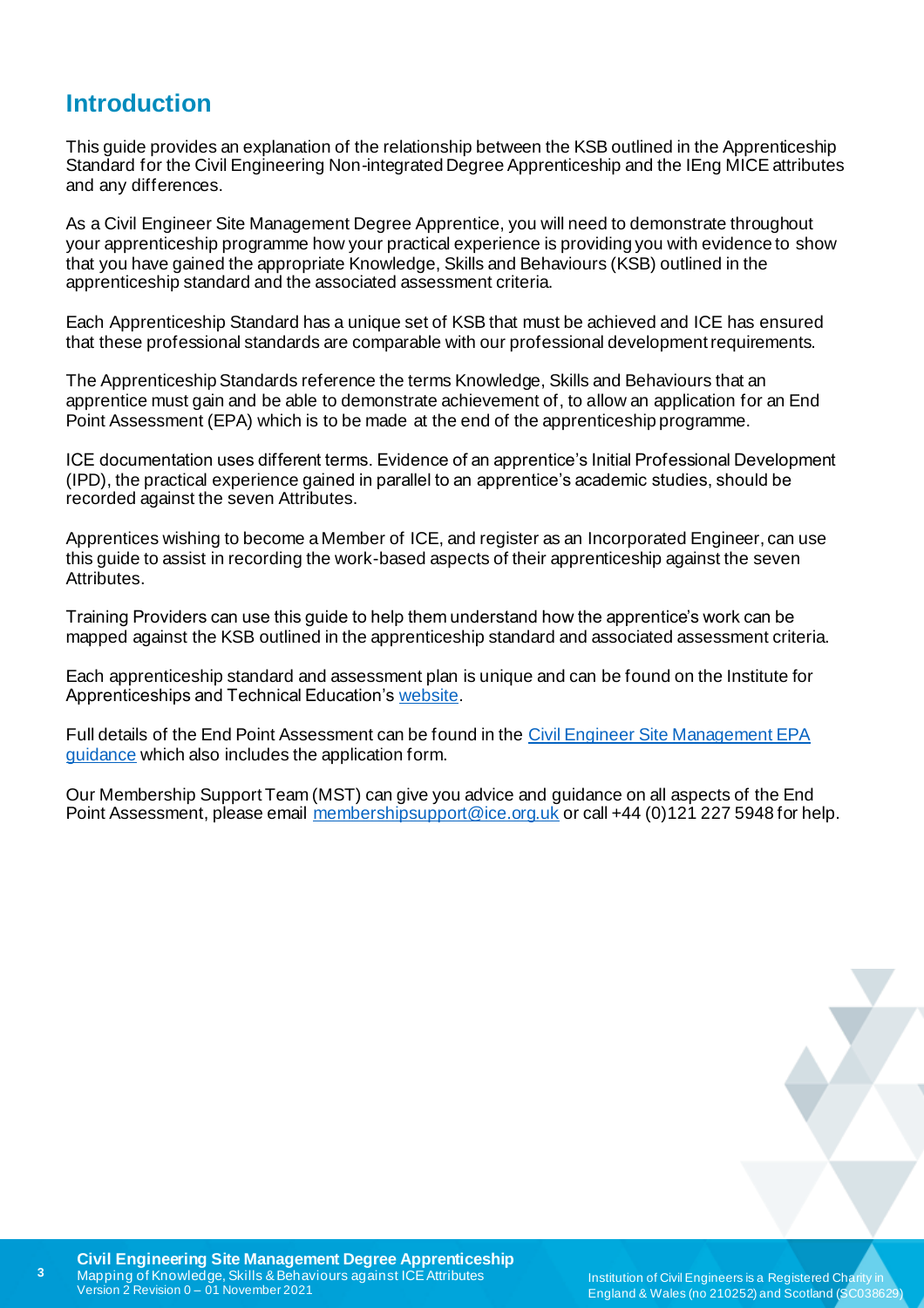## Introduction

This guide provides an explanation of the relationship between the KSB outlined in the Apprenticeship Standard for the Civil Engineering Non-integrated Degree Apprenticeship and the IEng MICE attributes and any differences.

As a Civil Engineer Site Management Degree Apprentice, you will need to demonstrate throughout your apprenticeship programme how your practical experience is providing you with evidence to show that you have gained the appropriate Knowledge, Skills and Behaviours (KSB) outlined in the apprenticeship standard and the associated assessment criteria.

Each Apprenticeship Standard has a unique set of KSB that must be achieved and ICE has ensured that these professional standards are comparable with our professional development requirements.

The Apprenticeship Standards reference the terms Knowledge, Skills and Behaviours that an apprentice must gain and be able to demonstrate achievement of, to allow an application for an End Point Assessment (EPA) which is to be made at the end of the apprenticeship programme.

ICE documentation uses different terms. Evidence of an apprentice's Initial Professional Development (IPD), the practical experience gained in parallel to an apprentice's academic studies, should be recorded against the seven Attributes.

Apprentices wishing to become a Member of ICE, and register as an Incorporated Engineer, can use this guide to assist in recording the work-based aspects of their apprenticeship against the seven Attributes.

Training Providers can use this guide to help them understand how the apprentice's work can be mapped against the KSB outlined in the apprenticeship standard and associated assessment criteria.

Each apprenticeship standard and assessment plan is unique and can be found on the Institute for Apprenticeships and Technical Education's website.

Full details of the End Point Assessment can be found in the Civil Engineer Site Management EPA guidance which also includes the application form.

Our Membership Support Team (MST) can give you advice and guidance on all aspects of the End Point Assessment, please email membershipsupport@ice.org.uk or call +44 (0)121 227 5948 for help.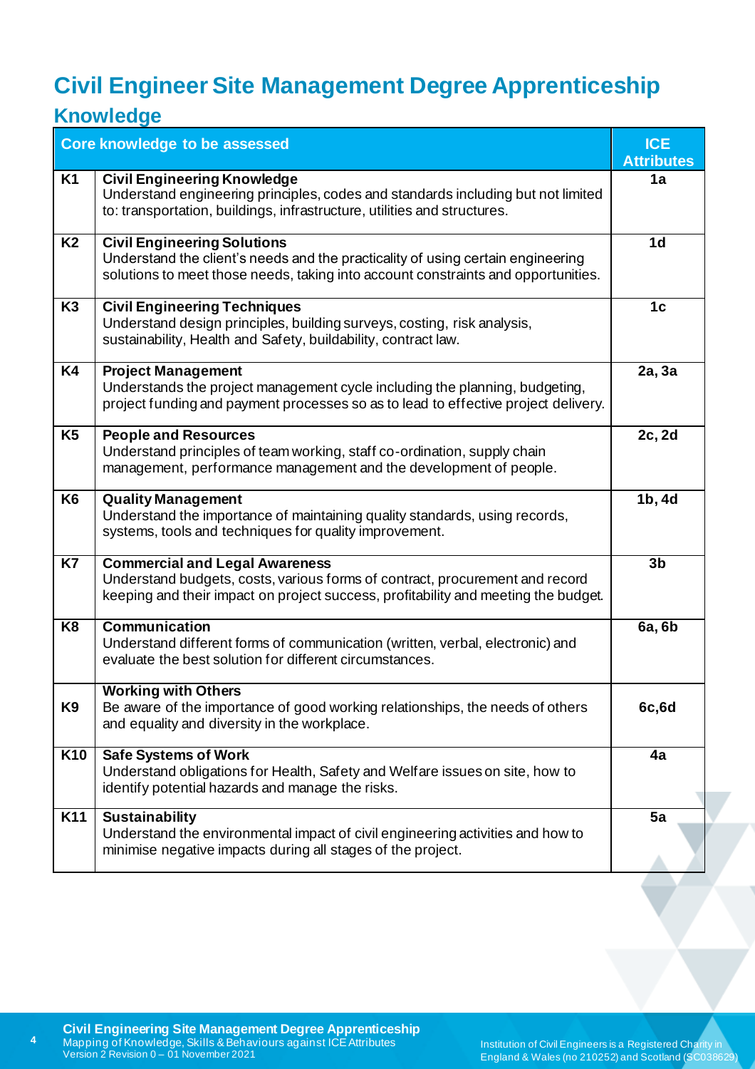# Civil Engineer Site Management Degree Apprenticeship

## Knowledge

| | Core knowledge to be assessed | ICE Attributes |
|---|---|---|
| K1 | **Civil Engineering Knowledge** Understand engineering principles, codes and standards including but not limited to: transportation, buildings, infrastructure, utilities and structures. | 1a |
| K2 | **Civil Engineering Solutions** Understand the client's needs and the practicality of using certain engineering solutions to meet those needs, taking into account constraints and opportunities. | 1d |
| K3 | **Civil Engineering Techniques** Understand design principles, building surveys, costing, risk analysis, sustainability, Health and Safety, buildability, contract law. | 1c |
| K4 | **Project Management** Understands the project management cycle including the planning, budgeting, project funding and payment processes so as to lead to effective project delivery. | 2a, 3a |
| K5 | **People and Resources** Understand principles of team working, staff co-ordination, supply chain management, performance management and the development of people. | 2c, 2d |
| K6 | **Quality Management** Understand the importance of maintaining quality standards, using records, systems, tools and techniques for quality improvement. | 1b, 4d |
| K7 | **Commercial and Legal Awareness** Understand budgets, costs, various forms of contract, procurement and record keeping and their impact on project success, profitability and meeting the budget. | 3b |
| K8 | **Communication** Understand different forms of communication (written, verbal, electronic) and evaluate the best solution for different circumstances. | 6a, 6b |
| K9 | **Working with Others** Be aware of the importance of good working relationships, the needs of others and equality and diversity in the workplace. | 6c,6d |
| K10 | **Safe Systems of Work** Understand obligations for Health, Safety and Welfare issues on site, how to identify potential hazards and manage the risks. | 4a |
| K11 | **Sustainability** Understand the environmental impact of civil engineering activities and how to minimise negative impacts during all stages of the project. | 5a |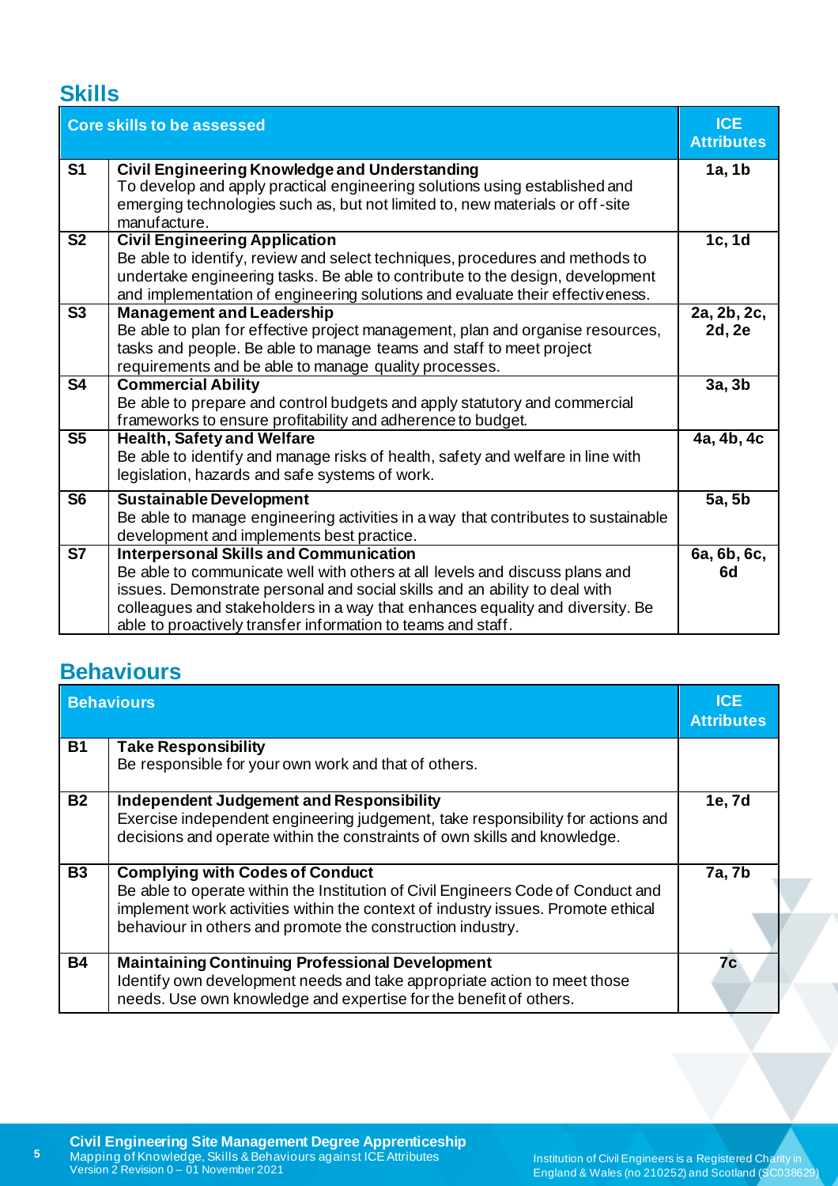## Skills

| | Core skills to be assessed | ICE Attributes |
|---|---|---|
| **S1** | **Civil Engineering Knowledge and Understanding**<br>To develop and apply practical engineering solutions using established and emerging technologies such as, but not limited to, new materials or off-site manufacture. | **1a, 1b** |
| **S2** | **Civil Engineering Application**<br>Be able to identify, review and select techniques, procedures and methods to undertake engineering tasks. Be able to contribute to the design, development and implementation of engineering solutions and evaluate their effectiveness. | **1c, 1d** |
| **S3** | **Management and Leadership**<br>Be able to plan for effective project management, plan and organise resources, tasks and people. Be able to manage teams and staff to meet project requirements and be able to manage quality processes. | **2a, 2b, 2c, 2d, 2e** |
| **S4** | **Commercial Ability**<br>Be able to prepare and control budgets and apply statutory and commercial frameworks to ensure profitability and adherence to budget. | **3a, 3b** |
| **S5** | **Health, Safety and Welfare**<br>Be able to identify and manage risks of health, safety and welfare in line with legislation, hazards and safe systems of work. | **4a, 4b, 4c** |
| **S6** | **Sustainable Development**<br>Be able to manage engineering activities in a way that contributes to sustainable development and implements best practice. | **5a, 5b** |
| **S7** | **Interpersonal Skills and Communication**<br>Be able to communicate well with others at all levels and discuss plans and issues. Demonstrate personal and social skills and an ability to deal with colleagues and stakeholders in a way that enhances equality and diversity. Be able to proactively transfer information to teams and staff. | **6a, 6b, 6c, 6d** |

## Behaviours

| | Behaviours | ICE Attributes |
|---|---|---|
| **B1** | **Take Responsibility**<br>Be responsible for your own work and that of others. | |
| **B2** | **Independent Judgement and Responsibility**<br>Exercise independent engineering judgement, take responsibility for actions and decisions and operate within the constraints of own skills and knowledge. | **1e, 7d** |
| **B3** | **Complying with Codes of Conduct**<br>Be able to operate within the Institution of Civil Engineers Code of Conduct and implement work activities within the context of industry issues. Promote ethical behaviour in others and promote the construction industry. | **7a, 7b** |
| **B4** | **Maintaining Continuing Professional Development**<br>Identify own development needs and take appropriate action to meet those needs. Use own knowledge and expertise for the benefit of others. | **7c** |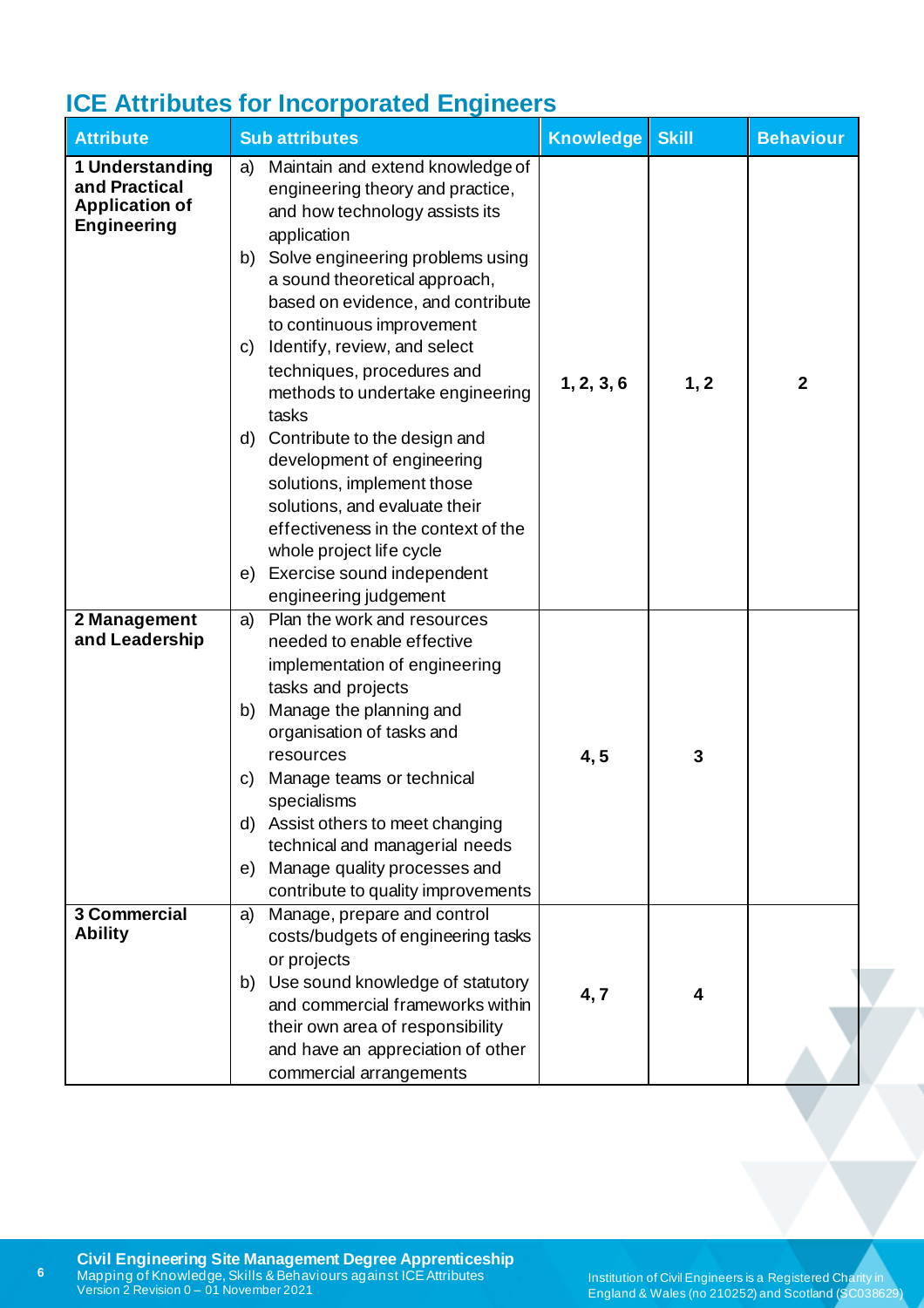## ICE Attributes for Incorporated Engineers

| Attribute | Sub attributes | Knowledge | Skill | Behaviour |
|---|---|---|---|---|
| **1 Understanding and Practical Application of Engineering** | a) Maintain and extend knowledge of engineering theory and practice, and how technology assists its application<br>b) Solve engineering problems using a sound theoretical approach, based on evidence, and contribute to continuous improvement<br>c) Identify, review, and select techniques, procedures and methods to undertake engineering tasks<br>d) Contribute to the design and development of engineering solutions, implement those solutions, and evaluate their effectiveness in the context of the whole project life cycle<br>e) Exercise sound independent engineering judgement | **1, 2, 3, 6** | **1, 2** | **2** |
| **2 Management and Leadership** | a) Plan the work and resources needed to enable effective implementation of engineering tasks and projects<br>b) Manage the planning and organisation of tasks and resources<br>c) Manage teams or technical specialisms<br>d) Assist others to meet changing technical and managerial needs<br>e) Manage quality processes and contribute to quality improvements | **4, 5** | **3** | |
| **3 Commercial Ability** | a) Manage, prepare and control costs/budgets of engineering tasks or projects<br>b) Use sound knowledge of statutory and commercial frameworks within their own area of responsibility and have an appreciation of other commercial arrangements | **4, 7** | **4** | |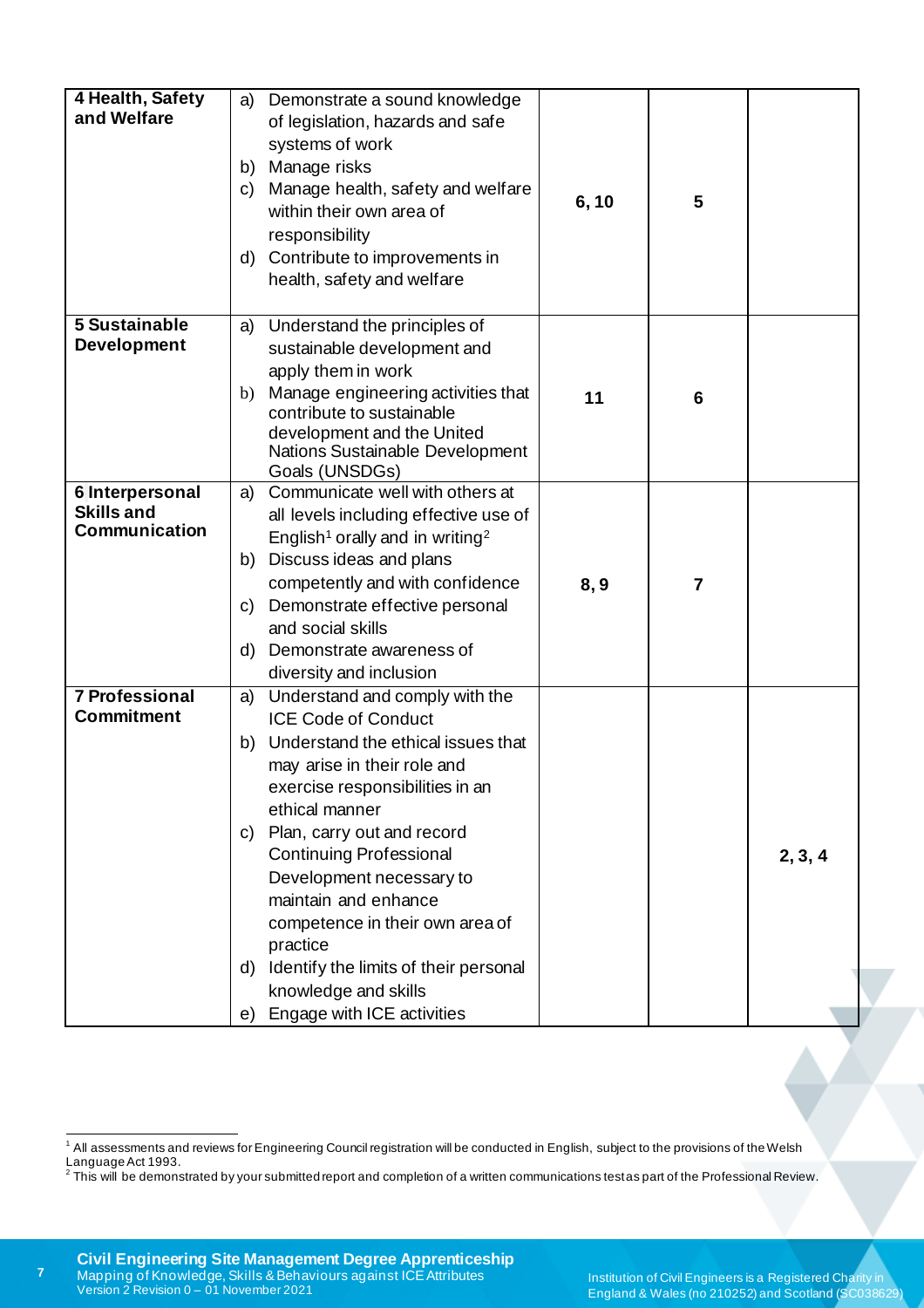| | | | | |
|---|---|---|---|---|
| **4 Health, Safety and Welfare** | a) Demonstrate a sound knowledge of legislation, hazards and safe systems of work<br>b) Manage risks<br>c) Manage health, safety and welfare within their own area of responsibility<br>d) Contribute to improvements in health, safety and welfare | **6, 10** | **5** | |
| **5 Sustainable Development** | a) Understand the principles of sustainable development and apply them in work<br>b) Manage engineering activities that contribute to sustainable development and the United Nations Sustainable Development Goals (UNSDGs) | **11** | **6** | |
| **6 Interpersonal Skills and Communication** | a) Communicate well with others at all levels including effective use of English[1] orally and in writing[2]<br>b) Discuss ideas and plans competently and with confidence<br>c) Demonstrate effective personal and social skills<br>d) Demonstrate awareness of diversity and inclusion | **8, 9** | **7** | |
| **7 Professional Commitment** | a) Understand and comply with the ICE Code of Conduct<br>b) Understand the ethical issues that may arise in their role and exercise responsibilities in an ethical manner<br>c) Plan, carry out and record Continuing Professional Development necessary to maintain and enhance competence in their own area of practice<br>d) Identify the limits of their personal knowledge and skills<br>e) Engage with ICE activities | | | **2, 3, 4** |

[1] All assessments and reviews for Engineering Council registration will be conducted in English, subject to the provisions of the Welsh Language Act 1993.

[2] This will be demonstrated by your submitted report and completion of a written communications test as part of the Professional Review.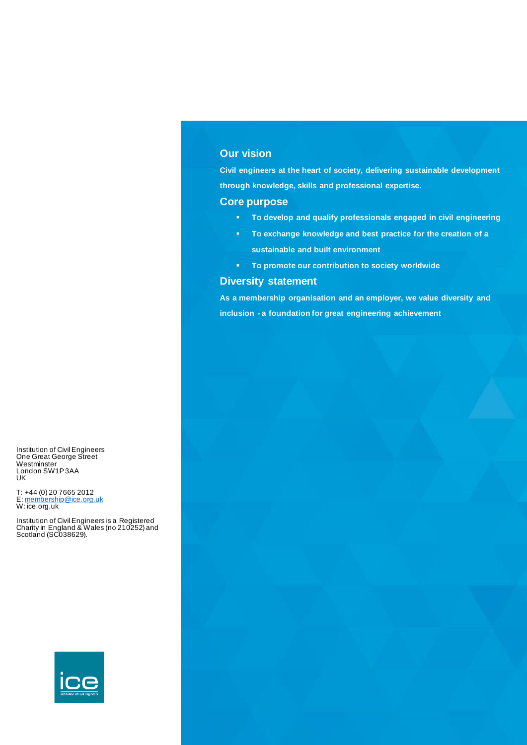## Our vision

**Civil engineers at the heart of society, delivering sustainable development through knowledge, skills and professional expertise.**

## Core purpose

- **To develop and qualify professionals engaged in civil engineering**
- **To exchange knowledge and best practice for the creation of a sustainable and built environment**
- **To promote our contribution to society worldwide**

## Diversity statement

**As a membership organisation and an employer, we value diversity and inclusion - a foundation for great engineering achievement**

Institution of Civil Engineers
One Great George Street
Westminster
London SW1P 3AA
UK

T: +44 (0) 20 7665 2012
E: membership@ice.org.uk
W: ice.org.uk

Institution of Civil Engineers is a Registered Charity in England & Wales (no 210252) and Scotland (SC038629).